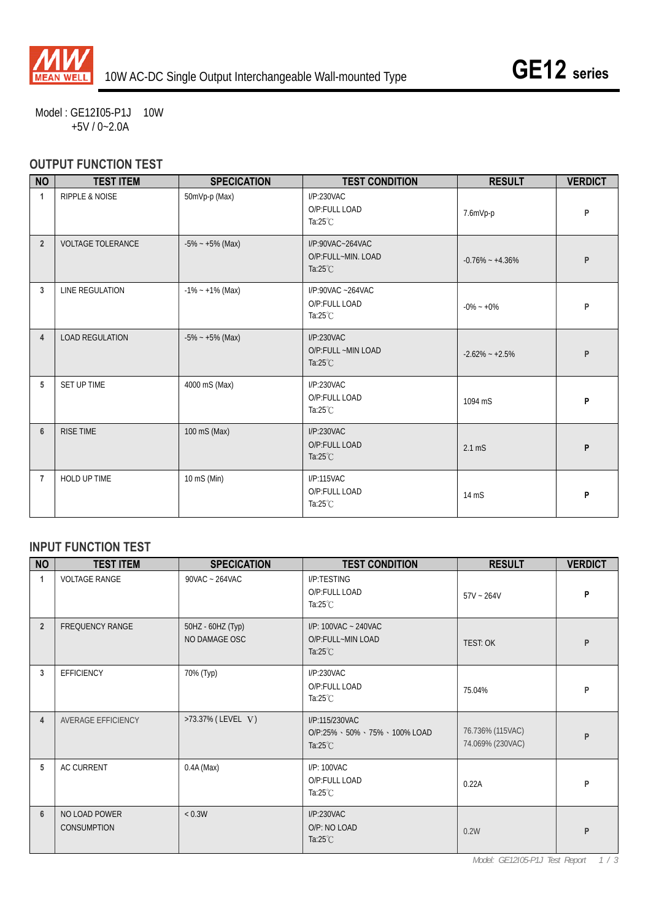10W AC-DC Single Output Interchangeable Wall-mounted Type

# GE12 series

Model : GE12I05-P1J 10W
+5V / 0~2.0A

## OUTPUT FUNCTION TEST

| NO | TEST ITEM | SPECICATION | TEST CONDITION | RESULT | VERDICT |
|---|---|---|---|---|---|
| 1 | RIPPLE & NOISE | 50mVp-p (Max) | I/P:230VAC<br>O/P:FULL LOAD<br>Ta:25℃ | 7.6mVp-p | P |
| 2 | VOLTAGE TOLERANCE | -5% ~ +5% (Max) | I/P:90VAC~264VAC<br>O/P:FULL~MIN. LOAD<br>Ta:25℃ | -0.76% ~ +4.36% | P |
| 3 | LINE REGULATION | -1% ~ +1% (Max) | I/P:90VAC ~264VAC<br>O/P:FULL LOAD<br>Ta:25℃ | -0% ~ +0% | P |
| 4 | LOAD REGULATION | -5% ~ +5% (Max) | I/P:230VAC<br>O/P:FULL ~MIN LOAD<br>Ta:25℃ | -2.62% ~ +2.5% | P |
| 5 | SET UP TIME | 4000 mS (Max) | I/P:230VAC<br>O/P:FULL LOAD<br>Ta:25℃ | 1094 mS | P |
| 6 | RISE TIME | 100 mS (Max) | I/P:230VAC<br>O/P:FULL LOAD<br>Ta:25℃ | 2.1 mS | P |
| 7 | HOLD UP TIME | 10 mS (Min) | I/P:115VAC<br>O/P:FULL LOAD<br>Ta:25℃ | 14 mS | P |

## INPUT FUNCTION TEST

| NO | TEST ITEM | SPECICATION | TEST CONDITION | RESULT | VERDICT |
|---|---|---|---|---|---|
| 1 | VOLTAGE RANGE | 90VAC ~ 264VAC | I/P:TESTING<br>O/P:FULL LOAD<br>Ta:25℃ | 57V ~ 264V | P |
| 2 | FREQUENCY RANGE | 50HZ - 60HZ (Typ)<br>NO DAMAGE OSC | I/P: 100VAC ~ 240VAC<br>O/P:FULL~MIN LOAD<br>Ta:25℃ | TEST: OK | P |
| 3 | EFFICIENCY | 70% (Typ) | I/P:230VAC<br>O/P:FULL LOAD<br>Ta:25℃ | 75.04% | P |
| 4 | AVERAGE EFFICIENCY | >73.37% ( LEVEL Ⅴ) | I/P:115/230VAC<br>O/P:25%、50%、75%、100% LOAD<br>Ta:25℃ | 76.736% (115VAC)<br>74.069% (230VAC) | P |
| 5 | AC CURRENT | 0.4A (Max) | I/P: 100VAC<br>O/P:FULL LOAD<br>Ta:25℃ | 0.22A | P |
| 6 | NO LOAD POWER CONSUMPTION | < 0.3W | I/P:230VAC<br>O/P: NO LOAD<br>Ta:25℃ | 0.2W | P |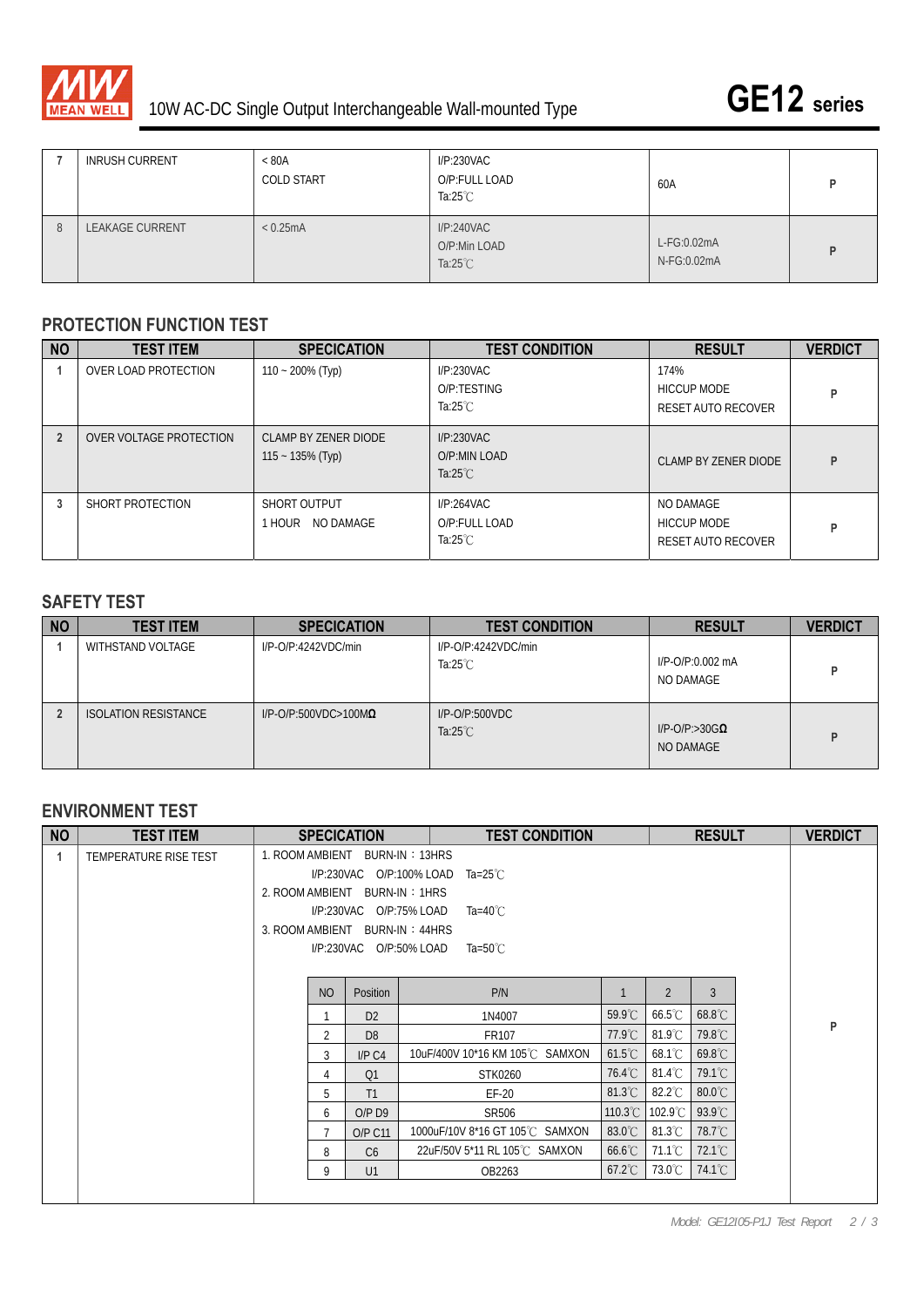| 7 | INRUSH CURRENT | < 80A<br>COLD START | I/P:230VAC<br>O/P:FULL LOAD<br>Ta:25℃ | 60A | P |
|---|---|---|---|---|---|
| 8 | LEAKAGE CURRENT | < 0.25mA | I/P:240VAC<br>O/P:Min LOAD<br>Ta:25℃ | L-FG:0.02mA<br>N-FG:0.02mA | P |

## PROTECTION FUNCTION TEST

| NO | TEST ITEM | SPECICATION | TEST CONDITION | RESULT | VERDICT |
|---|---|---|---|---|---|
| 1 | OVER LOAD PROTECTION | 110 ~ 200% (Typ) | I/P:230VAC<br>O/P:TESTING<br>Ta:25℃ | 174%<br>HICCUP MODE<br>RESET AUTO RECOVER | P |
| 2 | OVER VOLTAGE PROTECTION | CLAMP BY ZENER DIODE<br>115 ~ 135% (Typ) | I/P:230VAC<br>O/P:MIN LOAD<br>Ta:25℃ | CLAMP BY ZENER DIODE | P |
| 3 | SHORT PROTECTION | SHORT OUTPUT<br>1 HOUR NO DAMAGE | I/P:264VAC<br>O/P:FULL LOAD<br>Ta:25℃ | NO DAMAGE<br>HICCUP MODE<br>RESET AUTO RECOVER | P |

## SAFETY TEST

| NO | TEST ITEM | SPECICATION | TEST CONDITION | RESULT | VERDICT |
|---|---|---|---|---|---|
| 1 | WITHSTAND VOLTAGE | I/P-O/P:4242VDC/min | I/P-O/P:4242VDC/min<br>Ta:25℃ | I/P-O/P:0.002 mA<br>NO DAMAGE | P |
| 2 | ISOLATION RESISTANCE | I/P-O/P:500VDC>100MΩ | I/P-O/P:500VDC<br>Ta:25℃ | I/P-O/P:>30GΩ<br>NO DAMAGE | P |

## ENVIRONMENT TEST

| NO | TEST ITEM | SPECICATION / TEST CONDITION / RESULT | VERDICT |
|---|---|---|---|
| 1 | TEMPERATURE RISE TEST | 1. ROOM AMBIENT BURN-IN：13HRS<br>I/P:230VAC O/P:100% LOAD Ta=25℃<br>2. ROOM AMBIENT BURN-IN：1HRS<br>I/P:230VAC O/P:75% LOAD Ta=40℃<br>3. ROOM AMBIENT BURN-IN：44HRS<br>I/P:230VAC O/P:50% LOAD Ta=50℃ | P |

| NO | Position | P/N | 1 | 2 | 3 |
|---|---|---|---|---|---|
| 1 | D2 | 1N4007 | 59.9℃ | 66.5℃ | 68.8℃ |
| 2 | D8 | FR107 | 77.9℃ | 81.9℃ | 79.8℃ |
| 3 | I/P C4 | 10uF/400V 10*16 KM 105℃ SAMXON | 61.5℃ | 68.1℃ | 69.8℃ |
| 4 | Q1 | STK0260 | 76.4℃ | 81.4℃ | 79.1℃ |
| 5 | T1 | EF-20 | 81.3℃ | 82.2℃ | 80.0℃ |
| 6 | O/P D9 | SR506 | 110.3℃ | 102.9℃ | 93.9℃ |
| 7 | O/P C11 | 1000uF/10V 8*16 GT 105℃ SAMXON | 83.0℃ | 81.3℃ | 78.7℃ |
| 8 | C6 | 22uF/50V 5*11 RL 105℃ SAMXON | 66.6℃ | 71.1℃ | 72.1℃ |
| 9 | U1 | OB2263 | 67.2℃ | 73.0℃ | 74.1℃ |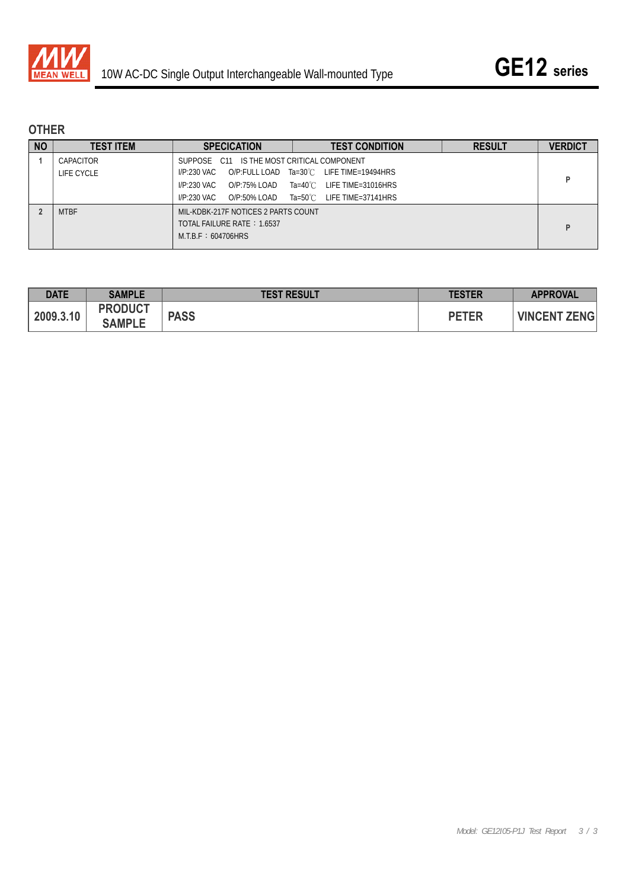## OTHER

| NO | TEST ITEM | SPECICATION | TEST CONDITION | RESULT | VERDICT |
|---|---|---|---|---|---|
| 1 | CAPACITOR LIFE CYCLE | SUPPOSE C11 IS THE MOST CRITICAL COMPONENT<br>I/P:230 VAC O/P:FULL LOAD Ta=30℃ LIFE TIME=19494HRS<br>I/P:230 VAC O/P:75% LOAD Ta=40℃ LIFE TIME=31016HRS<br>I/P:230 VAC O/P:50% LOAD Ta=50℃ LIFE TIME=37141HRS | | | P |
| 2 | MTBF | MIL-KDBK-217F NOTICES 2 PARTS COUNT<br>TOTAL FAILURE RATE：1.6537<br>M.T.B.F：604706HRS | | | P |

| DATE | SAMPLE | TEST RESULT | TESTER | APPROVAL |
|---|---|---|---|---|
| 2009.3.10 | PRODUCT SAMPLE | PASS | PETER | VINCENT ZENG |